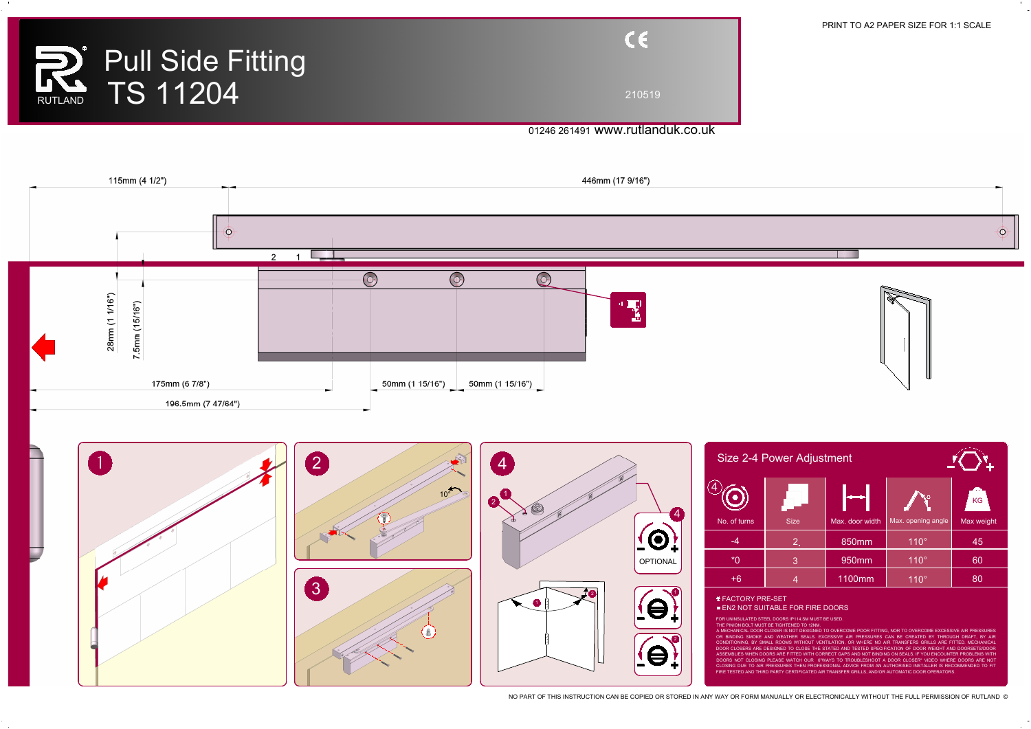# Pull Side Fitting TS 11204

RUTLAND

210519

PRINT TO A2 PAPER SIZE FOR 1:1 SCALE

01246 261491 www.rutlanduk.co.uk

115mm (4 1/2")

446mm (17 9/16")

28mm (1 1/16")

7.5mm (15/16")

175mm (6 7/8")

50mm (1 15/16")

50mm (1 15/16")

196.5mm (7 47/64")

1

2

3

4

10°

OPTIONAL

## Size 2-4 Power Adjustment

| No. of turns | Size | Max. door width | Max. opening angle | Max weight |
|---|---|---|---|---|
| -4 | 2. | 850mm | 110° | 45 |
| *0 | 3 | 950mm | 110° | 60 |
| +6 | 4 | 1100mm | 110° | 80 |

- * FACTORY PRE-SET
- EN2 NOT SUITABLE FOR FIRE DOORS

FOR UNINSULATED STEEL DOORS IP114.SM MUST BE USED.

THE PINION BOLT MUST BE TIGHTENED TO 12NM.

A MECHANICAL DOOR CLOSER IS NOT DESIGNED TO OVERCOME POOR FITTING, NOR TO OVERCOME EXCESSIVE AIR PRESSURES OR BINDING SMOKE AND WEATHER SEALS. EXCESSIVE AIR PRESSURES CAN BE CREATED BY THROUGH DRAFT, BY AIR CONDITIONING, BY SMALL ROOMS WITHOUT VENTILATION, OR WHERE NO AIR TRANSFERS GRILLS ARE FITTED. MECHANICAL DOOR CLOSERS ARE DESIGNED TO CLOSE THE STATED AND TESTED SPECIFICATION OF DOOR WEIGHT AND DOORSETS/DOOR ASSEMBLIES WHEN DOORS ARE FITTED WITH CORRECT GAPS AND NOT BINDING ON SEALS. IF YOU ENCOUNTER PROBLEMS WITH DOORS NOT CLOSING PLEASE WATCH OUR '6 WAYS TO TROUBLESHOOT A DOOR CLOSER' VIDEO WHERE DOORS ARE NOT CLOSING DUE TO AIR PRESSURES THEN PROFESSIONAL ADVICE FROM AN AUTHORISED INSTALLER IS RECOMMENDED TO FIT FIRE TESTED AND THIRD PARTY CERTIFICATED AIR TRANSFER GRILLS, AND/OR AUTOMATIC DOOR OPERATORS.

NO PART OF THIS INSTRUCTION CAN BE COPIED OR STORED IN ANY WAY OR FORM MANUALLY OR ELECTRONICALLY WITHOUT THE FULL PERMISSION OF RUTLAND ©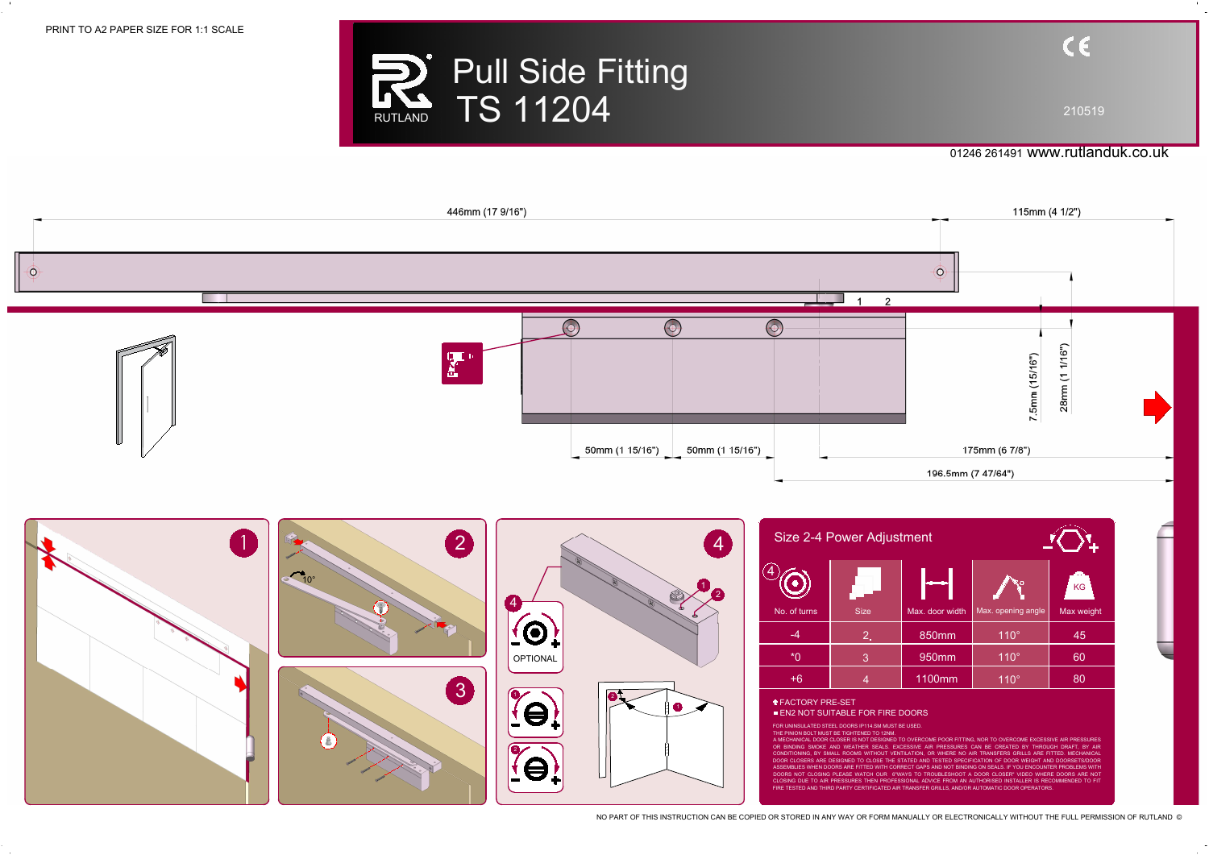PRINT TO A2 PAPER SIZE FOR 1:1 SCALE

# Pull Side Fitting TS 11204

RUTLAND

210519

01246 261491 www.rutlanduk.co.uk

446mm (17 9/16")

115mm (4 1/2")

1 2

7.5mm (15/16")

28mm (1 1/16")

50mm (1 15/16")

50mm (1 15/16")

175mm (6 7/8")

196.5mm (7 47/64")

1

2

10°

3

4

OPTIONAL

## Size 2-4 Power Adjustment

| No. of turns | Size | Max. door width | Max. opening angle | Max weight |
|---|---|---|---|---|
| -4 | 2 | 850mm | 110° | 45 |
| *0 | 3 | 950mm | 110° | 60 |
| +6 | 4 | 1100mm | 110° | 80 |

* FACTORY PRE-SET

■ EN2 NOT SUITABLE FOR FIRE DOORS

FOR UNINSULATED STEEL DOORS IP114.SM MUST BE USED.
THE PINION BOLT MUST BE TIGHTENED TO 12NM.
A MECHANICAL DOOR CLOSER IS NOT DESIGNED TO OVERCOME POOR FITTING, NOR TO OVERCOME EXCESSIVE AIR PRESSURES OR BINDING SMOKE AND WEATHER SEALS. EXCESSIVE AIR PRESSURES CAN BE CREATED BY THROUGH DRAFT, BY AIR CONDITIONING, BY SMALL ROOMS WITHOUT VENTILATION, OR WHERE NO AIR TRANSFERS GRILLS ARE FITTED. MECHANICAL DOOR CLOSERS ARE DESIGNED TO CLOSE THE STATED AND TESTED SPECIFICATION OF DOOR WEIGHT AND DOORSETS/DOOR ASSEMBLIES WHEN DOORS ARE FITTED WITH CORRECT GAPS AND NOT BINDING ON SEALS. IF YOU ENCOUNTER PROBLEMS WITH DOORS NOT CLOSING PLEASE WATCH OUR "8 WAYS TO TROUBLESHOOT A DOOR CLOSER" VIDEO WHERE DOORS ARE NOT CLOSING DUE TO AIR PRESSURES THEN PROFESSIONAL ADVICE FROM AN AUTHORISED INSTALLER IS RECOMMENDED TO FIT FIRE TESTED AND THIRD PARTY CERTIFICATED AIR TRANSFER GRILLS, AND/OR AUTOMATIC DOOR OPERATORS.

NO PART OF THIS INSTRUCTION CAN BE COPIED OR STORED IN ANY WAY OR FORM MANUALLY OR ELECTRONICALLY WITHOUT THE FULL PERMISSION OF RUTLAND ©